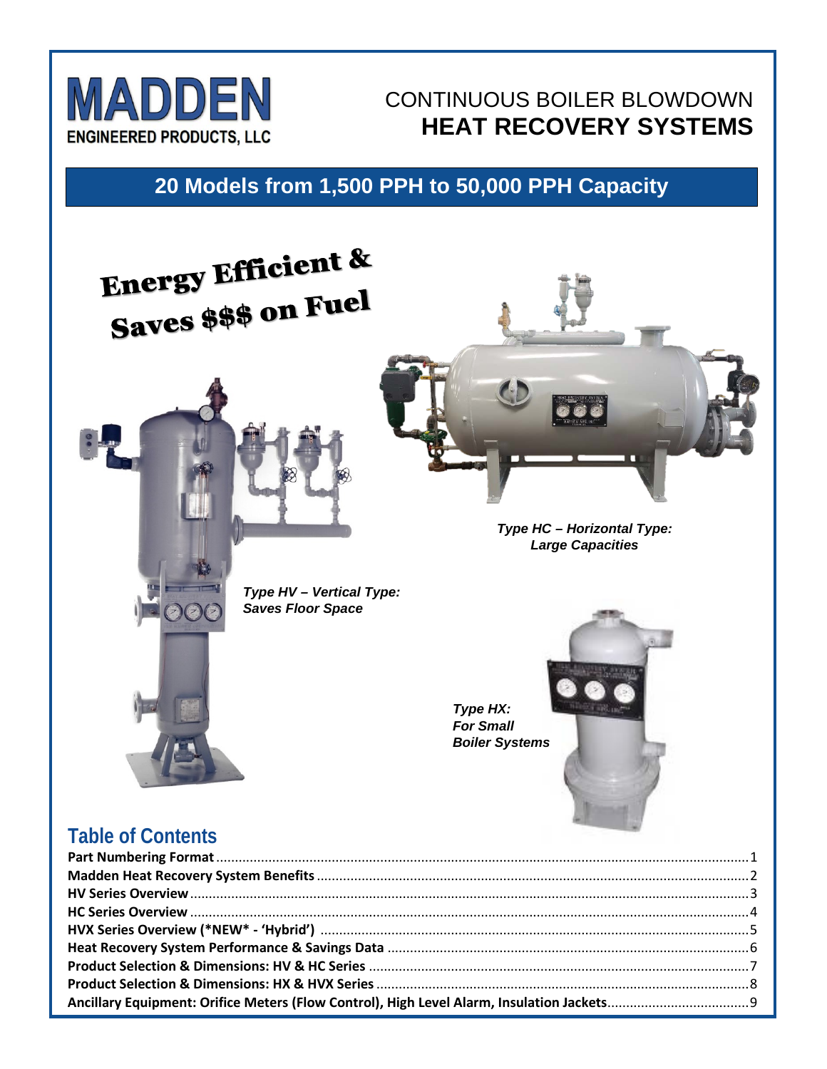# MADDEN

ENGINEERED PRODUCTS, LLC

# CONTINUOUS BOILER BLOWDOWN **HEAT RECOVERY SYSTEMS**

## 20 Models from 1,500 PPH to 50,000 PPH Capacity

**Energy Efficient & Saves $$$ on Fuel**

***Type HC – Horizontal Type: Large Capacities***

***Type HV – Vertical Type: Saves Floor Space***

***Type HX: For Small Boiler Systems***

## Table of Contents

**Part Numbering Format**.....1

**Madden Heat Recovery System Benefits**.....2

**HV Series Overview**.....3

**HC Series Overview**.....4

**HVX Series Overview (*NEW* - 'Hybrid')**.....5

**Heat Recovery System Performance & Savings Data**.....6

**Product Selection & Dimensions: HV & HC Series**.....7

**Product Selection & Dimensions: HX & HVX Series**.....8

**Ancillary Equipment: Orifice Meters (Flow Control), High Level Alarm, Insulation Jackets**.....9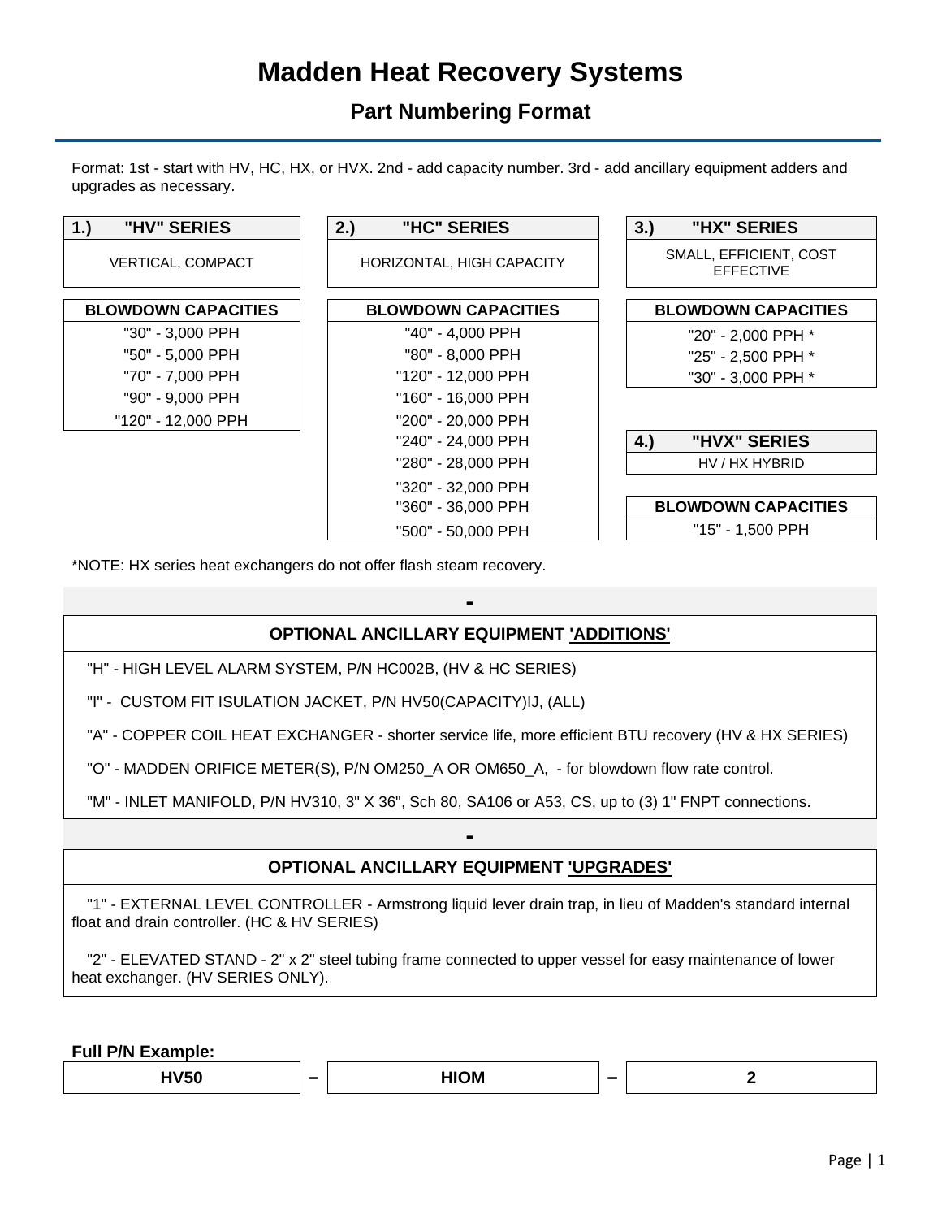# Madden Heat Recovery Systems

## Part Numbering Format

Format: 1st - start with HV, HC, HX, or HVX. 2nd - add capacity number. 3rd - add ancillary equipment adders and upgrades as necessary.

### 1.) "HV" SERIES

VERTICAL, COMPACT

| BLOWDOWN CAPACITIES |
|---|
| "30" - 3,000 PPH |
| "50" - 5,000 PPH |
| "70" - 7,000 PPH |
| "90" - 9,000 PPH |
| "120" - 12,000 PPH |

### 2.) "HC" SERIES

HORIZONTAL, HIGH CAPACITY

| BLOWDOWN CAPACITIES |
|---|
| "40" - 4,000 PPH |
| "80" - 8,000 PPH |
| "120" - 12,000 PPH |
| "160" - 16,000 PPH |
| "200" - 20,000 PPH |
| "240" - 24,000 PPH |
| "280" - 28,000 PPH |
| "320" - 32,000 PPH |
| "360" - 36,000 PPH |
| "500" - 50,000 PPH |

### 3.) "HX" SERIES

SMALL, EFFICIENT, COST EFFECTIVE

| BLOWDOWN CAPACITIES |
|---|
| "20" - 2,000 PPH * |
| "25" - 2,500 PPH * |
| "30" - 3,000 PPH * |

### 4.) "HVX" SERIES

HV / HX HYBRID

| BLOWDOWN CAPACITIES |
|---|
| "15" - 1,500 PPH |

*NOTE: HX series heat exchangers do not offer flash steam recovery.

-

### OPTIONAL ANCILLARY EQUIPMENT 'ADDITIONS'

"H" - HIGH LEVEL ALARM SYSTEM, P/N HC002B, (HV & HC SERIES)

"I" - CUSTOM FIT ISULATION JACKET, P/N HV50(CAPACITY)IJ, (ALL)

"A" - COPPER COIL HEAT EXCHANGER - shorter service life, more efficient BTU recovery (HV & HX SERIES)

"O" - MADDEN ORIFICE METER(S), P/N OM250_A OR OM650_A, - for blowdown flow rate control.

"M" - INLET MANIFOLD, P/N HV310, 3" X 36", Sch 80, SA106 or A53, CS, up to (3) 1" FNPT connections.

-

### OPTIONAL ANCILLARY EQUIPMENT 'UPGRADES'

"1" - EXTERNAL LEVEL CONTROLLER - Armstrong liquid lever drain trap, in lieu of Madden's standard internal float and drain controller. (HC & HV SERIES)

"2" - ELEVATED STAND - 2" x 2" steel tubing frame connected to upper vessel for easy maintenance of lower heat exchanger. (HV SERIES ONLY).

**Full P/N Example:**

| HV50 | – | HIOM | – | 2 |
|---|---|---|---|---|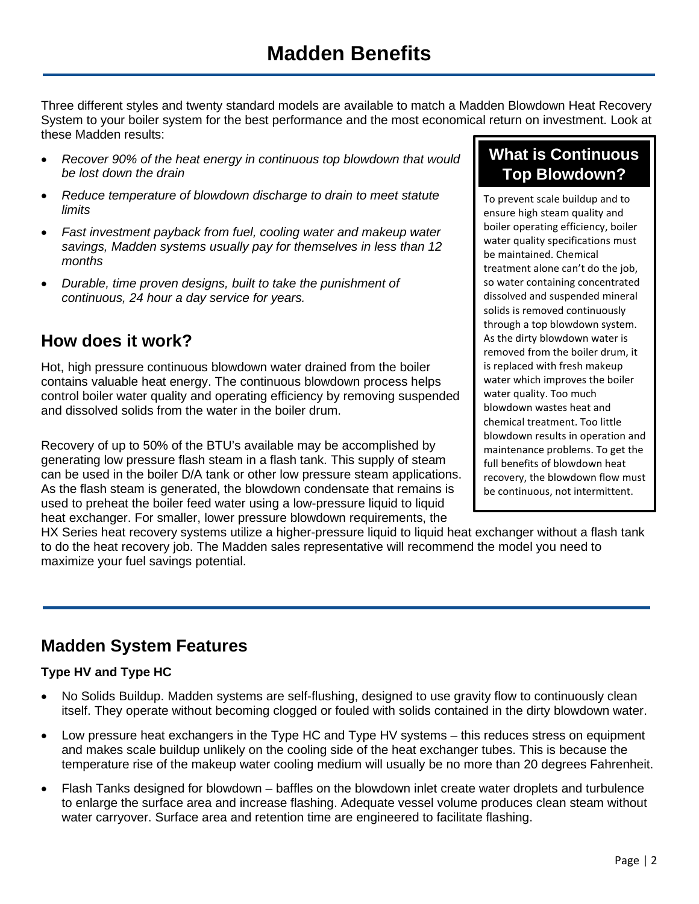# Madden Benefits

Three different styles and twenty standard models are available to match a Madden Blowdown Heat Recovery System to your boiler system for the best performance and the most economical return on investment. Look at these Madden results:

- *Recover 90% of the heat energy in continuous top blowdown that would be lost down the drain*
- *Reduce temperature of blowdown discharge to drain to meet statute limits*
- *Fast investment payback from fuel, cooling water and makeup water savings, Madden systems usually pay for themselves in less than 12 months*
- *Durable, time proven designs, built to take the punishment of continuous, 24 hour a day service for years.*

## What is Continuous Top Blowdown?

To prevent scale buildup and to ensure high steam quality and boiler operating efficiency, boiler water quality specifications must be maintained. Chemical treatment alone can't do the job, so water containing concentrated dissolved and suspended mineral solids is removed continuously through a top blowdown system. As the dirty blowdown water is removed from the boiler drum, it is replaced with fresh makeup water which improves the boiler water quality. Too much blowdown wastes heat and chemical treatment. Too little blowdown results in operation and maintenance problems. To get the full benefits of blowdown heat recovery, the blowdown flow must be continuous, not intermittent.

## How does it work?

Hot, high pressure continuous blowdown water drained from the boiler contains valuable heat energy. The continuous blowdown process helps control boiler water quality and operating efficiency by removing suspended and dissolved solids from the water in the boiler drum.

Recovery of up to 50% of the BTU's available may be accomplished by generating low pressure flash steam in a flash tank. This supply of steam can be used in the boiler D/A tank or other low pressure steam applications. As the flash steam is generated, the blowdown condensate that remains is used to preheat the boiler feed water using a low-pressure liquid to liquid heat exchanger. For smaller, lower pressure blowdown requirements, the HX Series heat recovery systems utilize a higher-pressure liquid to liquid heat exchanger without a flash tank to do the heat recovery job. The Madden sales representative will recommend the model you need to maximize your fuel savings potential.

## Madden System Features

### Type HV and Type HC

- No Solids Buildup. Madden systems are self-flushing, designed to use gravity flow to continuously clean itself. They operate without becoming clogged or fouled with solids contained in the dirty blowdown water.
- Low pressure heat exchangers in the Type HC and Type HV systems – this reduces stress on equipment and makes scale buildup unlikely on the cooling side of the heat exchanger tubes. This is because the temperature rise of the makeup water cooling medium will usually be no more than 20 degrees Fahrenheit.
- Flash Tanks designed for blowdown – baffles on the blowdown inlet create water droplets and turbulence to enlarge the surface area and increase flashing. Adequate vessel volume produces clean steam without water carryover. Surface area and retention time are engineered to facilitate flashing.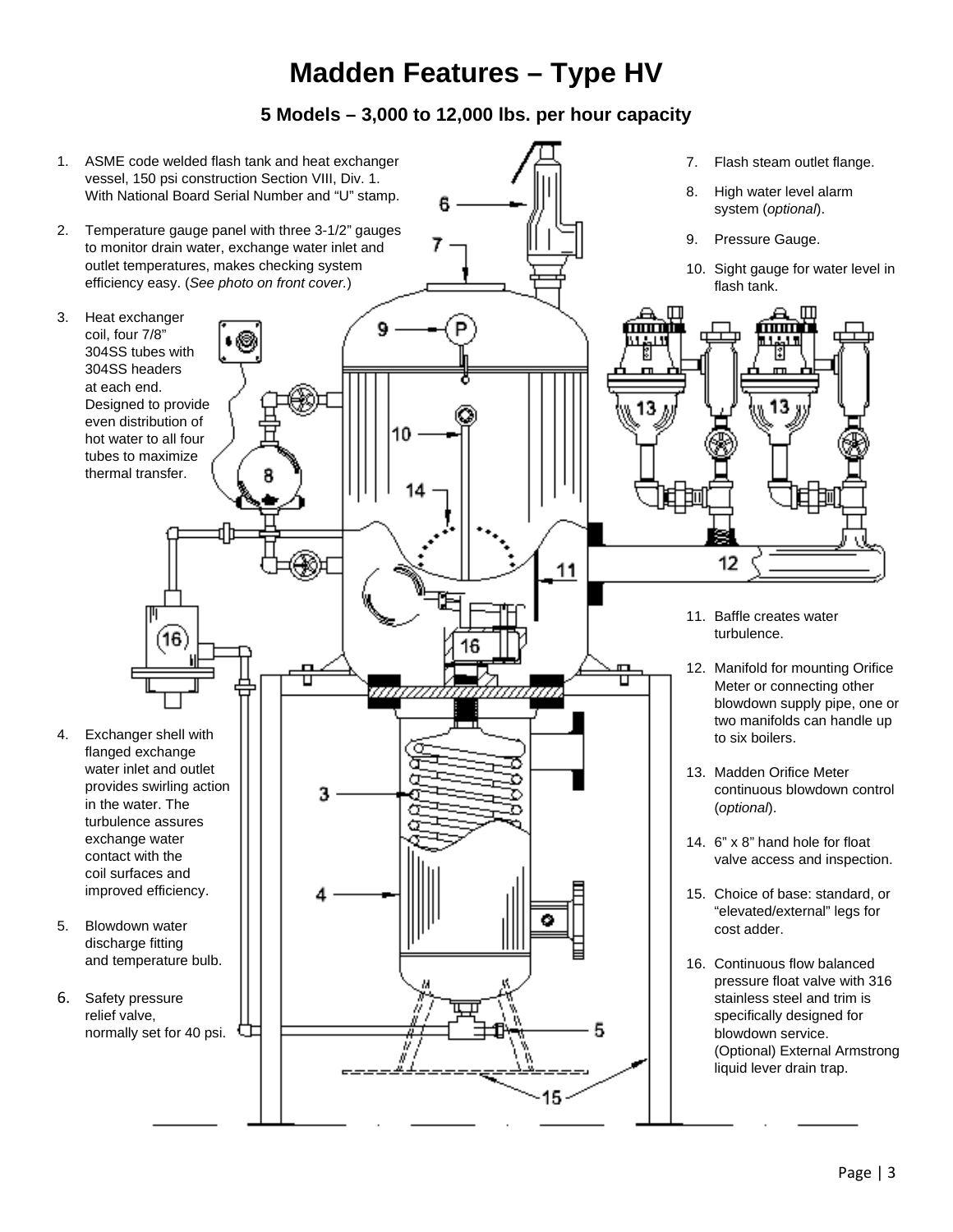# Madden Features – Type HV

### 5 Models – 3,000 to 12,000 lbs. per hour capacity

1. ASME code welded flash tank and heat exchanger vessel, 150 psi construction Section VIII, Div. 1. With National Board Serial Number and "U" stamp.
2. Temperature gauge panel with three 3-1/2" gauges to monitor drain water, exchange water inlet and outlet temperatures, makes checking system efficiency easy. (*See photo on front cover.*)
3. Heat exchanger coil, four 7/8" 304SS tubes with 304SS headers at each end. Designed to provide even distribution of hot water to all four tubes to maximize thermal transfer.
4. Exchanger shell with flanged exchange water inlet and outlet provides swirling action in the water. The turbulence assures exchange water contact with the coil surfaces and improved efficiency.
5. Blowdown water discharge fitting and temperature bulb.
6. Safety pressure relief valve, normally set for 40 psi.
7. Flash steam outlet flange.
8. High water level alarm system (*optional*).
9. Pressure Gauge.
10. Sight gauge for water level in flash tank.
11. Baffle creates water turbulence.
12. Manifold for mounting Orifice Meter or connecting other blowdown supply pipe, one or two manifolds can handle up to six boilers.
13. Madden Orifice Meter continuous blowdown control (*optional*).
14. 6" x 8" hand hole for float valve access and inspection.
15. Choice of base: standard, or "elevated/external" legs for cost adder.
16. Continuous flow balanced pressure float valve with 316 stainless steel and trim is specifically designed for blowdown service. (Optional) External Armstrong liquid lever drain trap.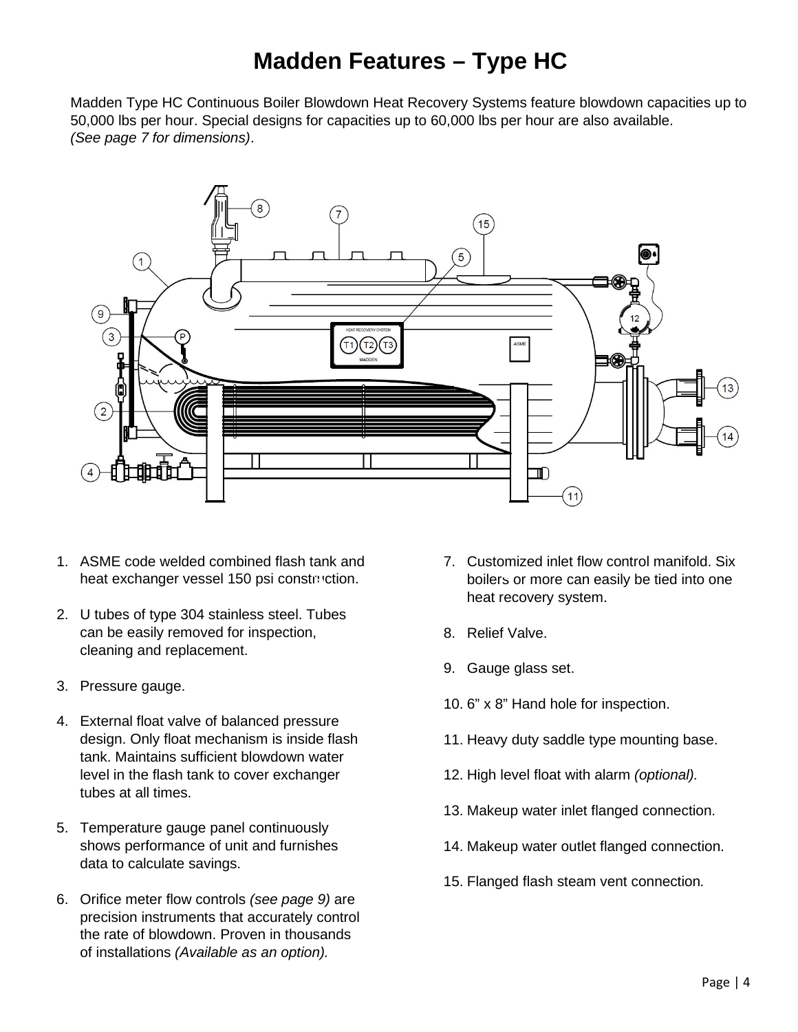# Madden Features – Type HC

Madden Type HC Continuous Boiler Blowdown Heat Recovery Systems feature blowdown capacities up to 50,000 lbs per hour. Special designs for capacities up to 60,000 lbs per hour are also available. *(See page 7 for dimensions)*.

1. ASME code welded combined flash tank and heat exchanger vessel 150 psi construction.
2. U tubes of type 304 stainless steel. Tubes can be easily removed for inspection, cleaning and replacement.
3. Pressure gauge.
4. External float valve of balanced pressure design. Only float mechanism is inside flash tank. Maintains sufficient blowdown water level in the flash tank to cover exchanger tubes at all times.
5. Temperature gauge panel continuously shows performance of unit and furnishes data to calculate savings.
6. Orifice meter flow controls *(see page 9)* are precision instruments that accurately control the rate of blowdown. Proven in thousands of installations *(Available as an option).*
7. Customized inlet flow control manifold. Six boilers or more can easily be tied into one heat recovery system.
8. Relief Valve.
9. Gauge glass set.
10. 6" x 8" Hand hole for inspection.
11. Heavy duty saddle type mounting base.
12. High level float with alarm *(optional).*
13. Makeup water inlet flanged connection.
14. Makeup water outlet flanged connection.
15. Flanged flash steam vent connection.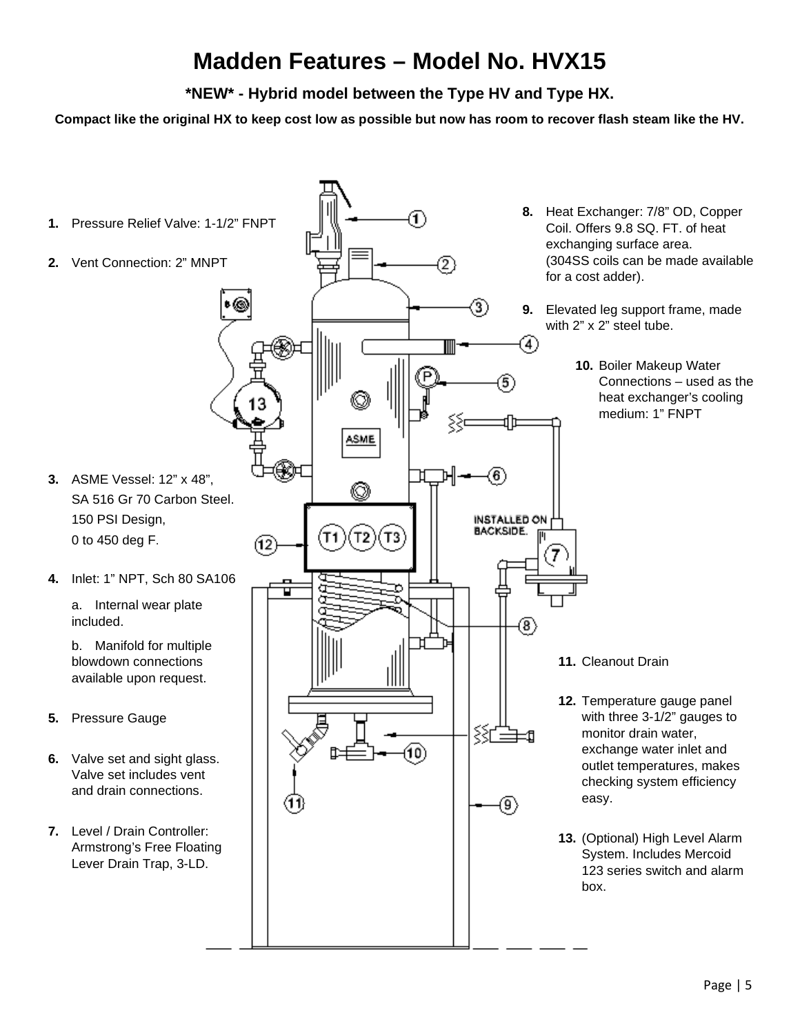# Madden Features – Model No. HVX15

**\*NEW\* - Hybrid model between the Type HV and Type HX.**

**Compact like the original HX to keep cost low as possible but now has room to recover flash steam like the HV.**

1. Pressure Relief Valve: 1-1/2" FNPT
2. Vent Connection: 2" MNPT
3. ASME Vessel: 12" x 48", SA 516 Gr 70 Carbon Steel. 150 PSI Design, 0 to 450 deg F.
4. Inlet: 1" NPT, Sch 80 SA106
   a. Internal wear plate included.
   b. Manifold for multiple blowdown connections available upon request.
5. Pressure Gauge
6. Valve set and sight glass. Valve set includes vent and drain connections.
7. Level / Drain Controller: Armstrong's Free Floating Lever Drain Trap, 3-LD.
8. Heat Exchanger: 7/8" OD, Copper Coil. Offers 9.8 SQ. FT. of heat exchanging surface area. (304SS coils can be made available for a cost adder).
9. Elevated leg support frame, made with 2" x 2" steel tube.
10. Boiler Makeup Water Connections – used as the heat exchanger's cooling medium: 1" FNPT
11. Cleanout Drain
12. Temperature gauge panel with three 3-1/2" gauges to monitor drain water, exchange water inlet and outlet temperatures, makes checking system efficiency easy.
13. (Optional) High Level Alarm System. Includes Mercoid 123 series switch and alarm box.

INSTALLED ON BACKSIDE.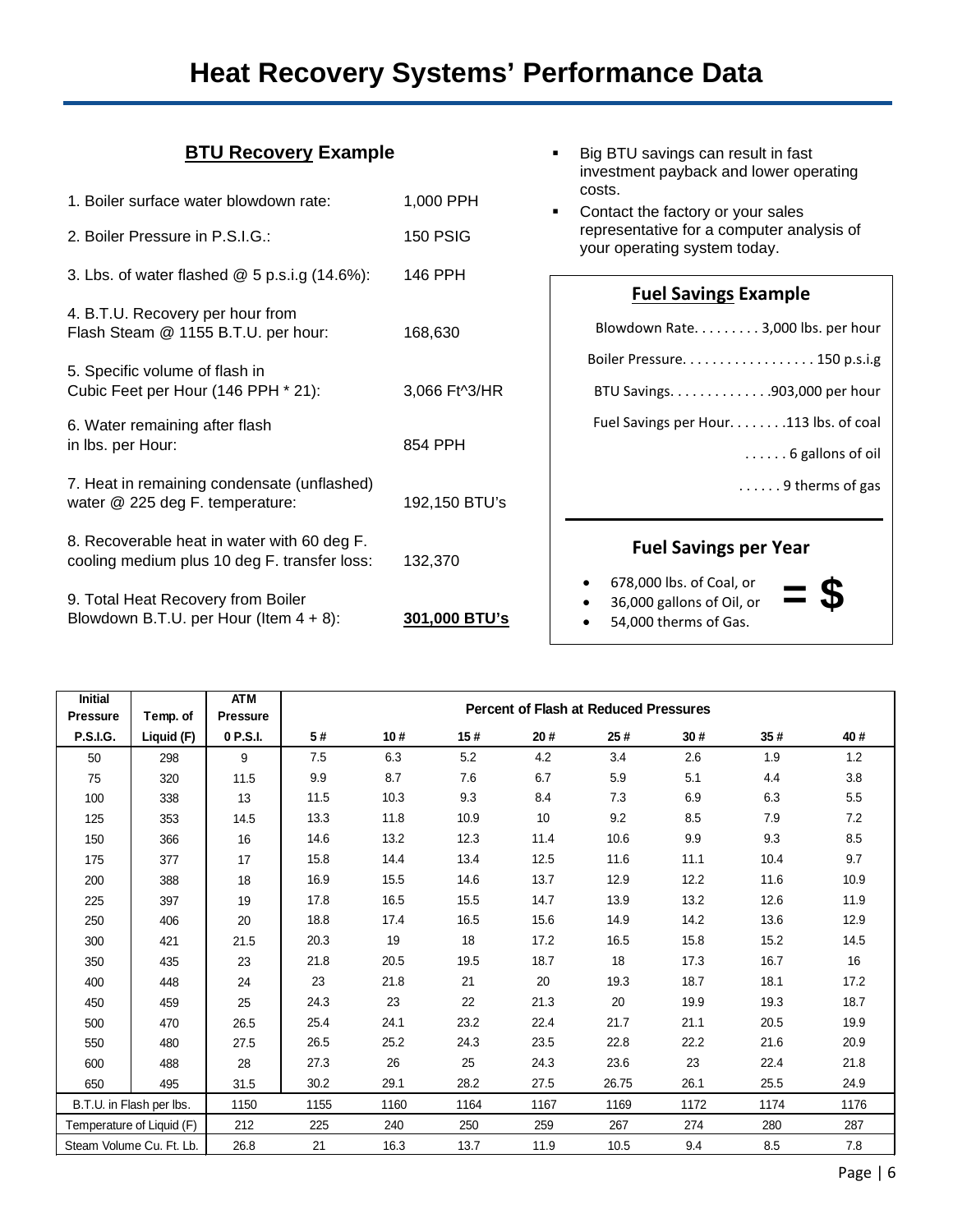# Heat Recovery Systems' Performance Data

## BTU Recovery Example

| | |
|---|---|
| 1. Boiler surface water blowdown rate: | 1,000 PPH |
| 2. Boiler Pressure in P.S.I.G.: | 150 PSIG |
| 3. Lbs. of water flashed @ 5 p.s.i.g (14.6%): | 146 PPH |
| 4. B.T.U. Recovery per hour from Flash Steam @ 1155 B.T.U. per hour: | 168,630 |
| 5. Specific volume of flash in Cubic Feet per Hour (146 PPH * 21): | 3,066 Ft^3/HR |
| 6. Water remaining after flash in lbs. per Hour: | 854 PPH |
| 7. Heat in remaining condensate (unflashed) water @ 225 deg F. temperature: | 192,150 BTU's |
| 8. Recoverable heat in water with 60 deg F. cooling medium plus 10 deg F. transfer loss: | 132,370 |
| 9. Total Heat Recovery from Boiler Blowdown B.T.U. per Hour (Item 4 + 8): | **301,000 BTU's** |

- Big BTU savings can result in fast investment payback and lower operating costs.
- Contact the factory or your sales representative for a computer analysis of your operating system today.

### Fuel Savings Example

Blowdown Rate. . . . . . . . . 3,000 lbs. per hour

Boiler Pressure. . . . . . . . . . . . . . . . . . 150 p.s.i.g

BTU Savings. . . . . . . . . . . . . .903,000 per hour

Fuel Savings per Hour. . . . . . . .113 lbs. of coal

. . . . . . 6 gallons of oil

. . . . . . 9 therms of gas

### Fuel Savings per Year

- 678,000 lbs. of Coal, or
- 36,000 gallons of Oil, or
- 54,000 therms of Gas.

**= $**

| Initial Pressure P.S.I.G. | Temp. of Liquid (F) | ATM Pressure 0 P.S.I. | Percent of Flash at Reduced Pressures | | | | | | | |
|---|---|---|---|---|---|---|---|---|---|---|
| | | | 5 # | 10 # | 15 # | 20 # | 25 # | 30 # | 35 # | 40 # |
| 50 | 298 | 9 | 7.5 | 6.3 | 5.2 | 4.2 | 3.4 | 2.6 | 1.9 | 1.2 |
| 75 | 320 | 11.5 | 9.9 | 8.7 | 7.6 | 6.7 | 5.9 | 5.1 | 4.4 | 3.8 |
| 100 | 338 | 13 | 11.5 | 10.3 | 9.3 | 8.4 | 7.3 | 6.9 | 6.3 | 5.5 |
| 125 | 353 | 14.5 | 13.3 | 11.8 | 10.9 | 10 | 9.2 | 8.5 | 7.9 | 7.2 |
| 150 | 366 | 16 | 14.6 | 13.2 | 12.3 | 11.4 | 10.6 | 9.9 | 9.3 | 8.5 |
| 175 | 377 | 17 | 15.8 | 14.4 | 13.4 | 12.5 | 11.6 | 11.1 | 10.4 | 9.7 |
| 200 | 388 | 18 | 16.9 | 15.5 | 14.6 | 13.7 | 12.9 | 12.2 | 11.6 | 10.9 |
| 225 | 397 | 19 | 17.8 | 16.5 | 15.5 | 14.7 | 13.9 | 13.2 | 12.6 | 11.9 |
| 250 | 406 | 20 | 18.8 | 17.4 | 16.5 | 15.6 | 14.9 | 14.2 | 13.6 | 12.9 |
| 300 | 421 | 21.5 | 20.3 | 19 | 18 | 17.2 | 16.5 | 15.8 | 15.2 | 14.5 |
| 350 | 435 | 23 | 21.8 | 20.5 | 19.5 | 18.7 | 18 | 17.3 | 16.7 | 16 |
| 400 | 448 | 24 | 23 | 21.8 | 21 | 20 | 19.3 | 18.7 | 18.1 | 17.2 |
| 450 | 459 | 25 | 24.3 | 23 | 22 | 21.3 | 20 | 19.9 | 19.3 | 18.7 |
| 500 | 470 | 26.5 | 25.4 | 24.1 | 23.2 | 22.4 | 21.7 | 21.1 | 20.5 | 19.9 |
| 550 | 480 | 27.5 | 26.5 | 25.2 | 24.3 | 23.5 | 22.8 | 22.2 | 21.6 | 20.9 |
| 600 | 488 | 28 | 27.3 | 26 | 25 | 24.3 | 23.6 | 23 | 22.4 | 21.8 |
| 650 | 495 | 31.5 | 30.2 | 29.1 | 28.2 | 27.5 | 26.75 | 26.1 | 25.5 | 24.9 |
| B.T.U. in Flash per lbs. | | 1150 | 1155 | 1160 | 1164 | 1167 | 1169 | 1172 | 1174 | 1176 |
| Temperature of Liquid (F) | | 212 | 225 | 240 | 250 | 259 | 267 | 274 | 280 | 287 |
| Steam Volume Cu. Ft. Lb. | | 26.8 | 21 | 16.3 | 13.7 | 11.9 | 10.5 | 9.4 | 8.5 | 7.8 |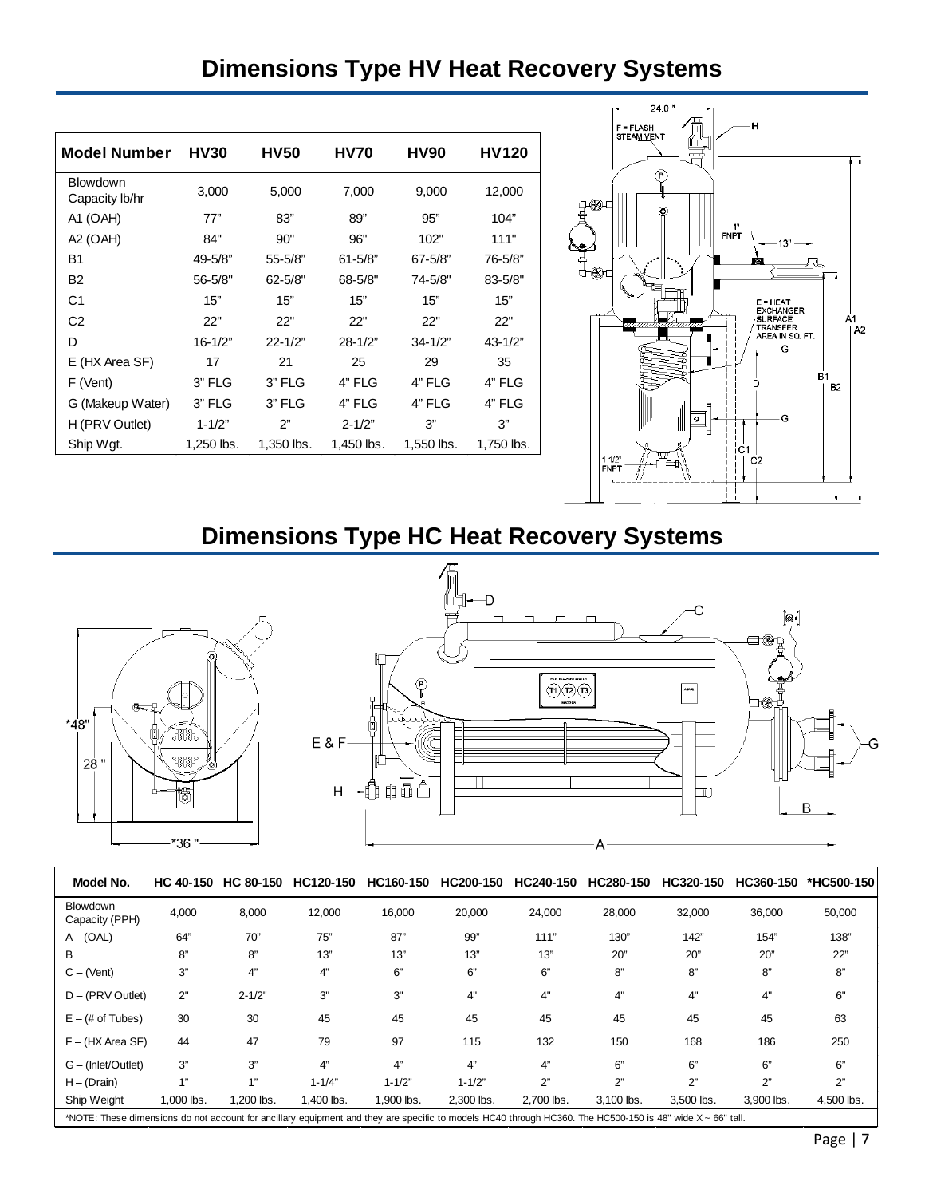# Dimensions Type HV Heat Recovery Systems

| Model Number | HV30 | HV50 | HV70 | HV90 | HV120 |
|---|---|---|---|---|---|
| Blowdown Capacity lb/hr | 3,000 | 5,000 | 7,000 | 9,000 | 12,000 |
| A1 (OAH) | 77" | 83" | 89" | 95" | 104" |
| A2 (OAH) | 84" | 90" | 96" | 102" | 111" |
| B1 | 49-5/8" | 55-5/8" | 61-5/8" | 67-5/8" | 76-5/8" |
| B2 | 56-5/8" | 62-5/8" | 68-5/8" | 74-5/8" | 83-5/8" |
| C1 | 15" | 15" | 15" | 15" | 15" |
| C2 | 22" | 22" | 22" | 22" | 22" |
| D | 16-1/2" | 22-1/2" | 28-1/2" | 34-1/2" | 43-1/2" |
| E (HX Area SF) | 17 | 21 | 25 | 29 | 35 |
| F (Vent) | 3" FLG | 3" FLG | 4" FLG | 4" FLG | 4" FLG |
| G (Makeup Water) | 3" FLG | 3" FLG | 4" FLG | 4" FLG | 4" FLG |
| H (PRV Outlet) | 1-1/2" | 2" | 2-1/2" | 3" | 3" |
| Ship Wgt. | 1,250 lbs. | 1,350 lbs. | 1,450 lbs. | 1,550 lbs. | 1,750 lbs. |

# Dimensions Type HC Heat Recovery Systems

| Model No. | HC 40-150 | HC 80-150 | HC120-150 | HC160-150 | HC200-150 | HC240-150 | HC280-150 | HC320-150 | HC360-150 | *HC500-150 |
|---|---|---|---|---|---|---|---|---|---|---|
| Blowdown Capacity (PPH) | 4,000 | 8,000 | 12,000 | 16,000 | 20,000 | 24,000 | 28,000 | 32,000 | 36,000 | 50,000 |
| A – (OAL) | 64" | 70" | 75" | 87" | 99" | 111" | 130" | 142" | 154" | 138" |
| B | 8" | 8" | 13" | 13" | 13" | 13" | 20" | 20" | 20" | 22" |
| C – (Vent) | 3" | 4" | 4" | 6" | 6" | 6" | 8" | 8" | 8" | 8" |
| D – (PRV Outlet) | 2" | 2-1/2" | 3" | 3" | 4" | 4" | 4" | 4" | 4" | 6" |
| E – (# of Tubes) | 30 | 30 | 45 | 45 | 45 | 45 | 45 | 45 | 45 | 63 |
| F – (HX Area SF) | 44 | 47 | 79 | 97 | 115 | 132 | 150 | 168 | 186 | 250 |
| G – (Inlet/Outlet) | 3" | 3" | 4" | 4" | 4" | 4" | 6" | 6" | 6" | 6" |
| H – (Drain) | 1" | 1" | 1-1/4" | 1-1/2" | 1-1/2" | 2" | 2" | 2" | 2" | 2" |
| Ship Weight | 1,000 lbs. | 1,200 lbs. | 1,400 lbs. | 1,900 lbs. | 2,300 lbs. | 2,700 lbs. | 3,100 lbs. | 3,500 lbs. | 3,900 lbs. | 4,500 lbs. |

*NOTE: These dimensions do not account for ancillary equipment and they are specific to models HC40 through HC360. The HC500-150 is 48" wide X ~ 66" tall.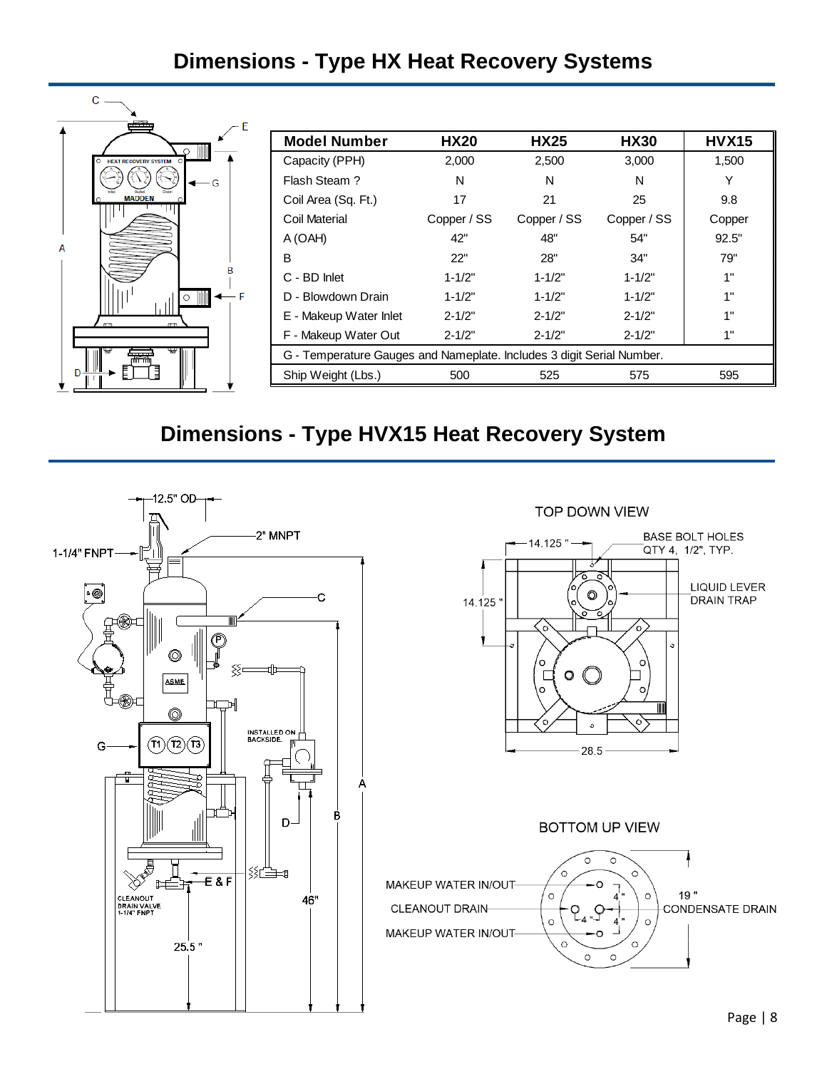## Dimensions - Type HX Heat Recovery Systems

| Model Number | HX20 | HX25 | HX30 | HVX15 |
|---|---|---|---|---|
| Capacity (PPH) | 2,000 | 2,500 | 3,000 | 1,500 |
| Flash Steam ? | N | N | N | Y |
| Coil Area (Sq. Ft.) | 17 | 21 | 25 | 9.8 |
| Coil Material | Copper / SS | Copper / SS | Copper / SS | Copper |
| A (OAH) | 42" | 48" | 54" | 92.5" |
| B | 22" | 28" | 34" | 79" |
| C - BD Inlet | 1-1/2" | 1-1/2" | 1-1/2" | 1" |
| D - Blowdown Drain | 1-1/2" | 1-1/2" | 1-1/2" | 1" |
| E - Makeup Water Inlet | 2-1/2" | 2-1/2" | 2-1/2" | 1" |
| F - Makeup Water Out | 2-1/2" | 2-1/2" | 2-1/2" | 1" |
| G - Temperature Gauges and Nameplate. Includes 3 digit Serial Number. | | | | |
| Ship Weight (Lbs.) | 500 | 525 | 575 | 595 |

## Dimensions - Type HVX15 Heat Recovery System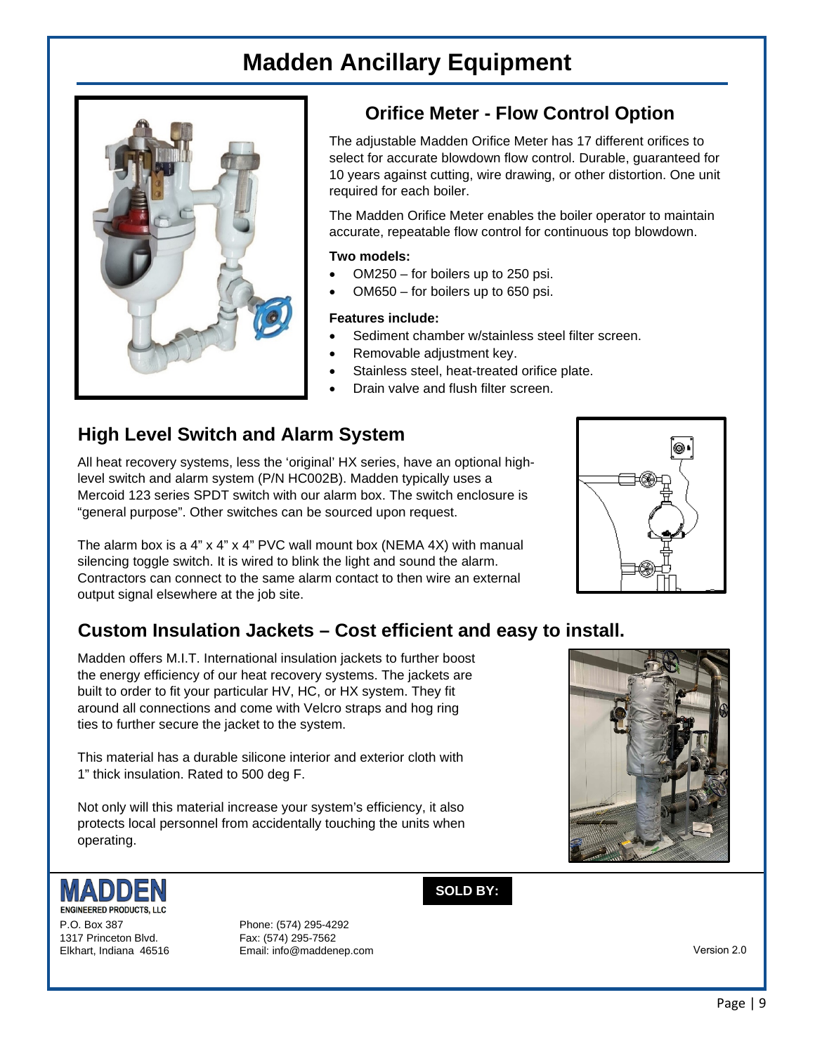# Madden Ancillary Equipment

## Orifice Meter - Flow Control Option

The adjustable Madden Orifice Meter has 17 different orifices to select for accurate blowdown flow control. Durable, guaranteed for 10 years against cutting, wire drawing, or other distortion. One unit required for each boiler.

The Madden Orifice Meter enables the boiler operator to maintain accurate, repeatable flow control for continuous top blowdown.

**Two models:**

- OM250 – for boilers up to 250 psi.
- OM650 – for boilers up to 650 psi.

**Features include:**

- Sediment chamber w/stainless steel filter screen.
- Removable adjustment key.
- Stainless steel, heat-treated orifice plate.
- Drain valve and flush filter screen.

## High Level Switch and Alarm System

All heat recovery systems, less the 'original' HX series, have an optional high-level switch and alarm system (P/N HC002B). Madden typically uses a Mercoid 123 series SPDT switch with our alarm box. The switch enclosure is "general purpose". Other switches can be sourced upon request.

The alarm box is a 4" x 4" x 4" PVC wall mount box (NEMA 4X) with manual silencing toggle switch. It is wired to blink the light and sound the alarm. Contractors can connect to the same alarm contact to then wire an external output signal elsewhere at the job site.

## Custom Insulation Jackets – Cost efficient and easy to install.

Madden offers M.I.T. International insulation jackets to further boost the energy efficiency of our heat recovery systems. The jackets are built to order to fit your particular HV, HC, or HX system. They fit around all connections and come with Velcro straps and hog ring ties to further secure the jacket to the system.

This material has a durable silicone interior and exterior cloth with 1" thick insulation. Rated to 500 deg F.

Not only will this material increase your system's efficiency, it also protects local personnel from accidentally touching the units when operating.

MADDEN
ENGINEERED PRODUCTS, LLC

P.O. Box 387
1317 Princeton Blvd.
Elkhart, Indiana 46516

Phone: (574) 295-4292
Fax: (574) 295-7562
Email: info@maddenep.com

**SOLD BY:**

Version 2.0